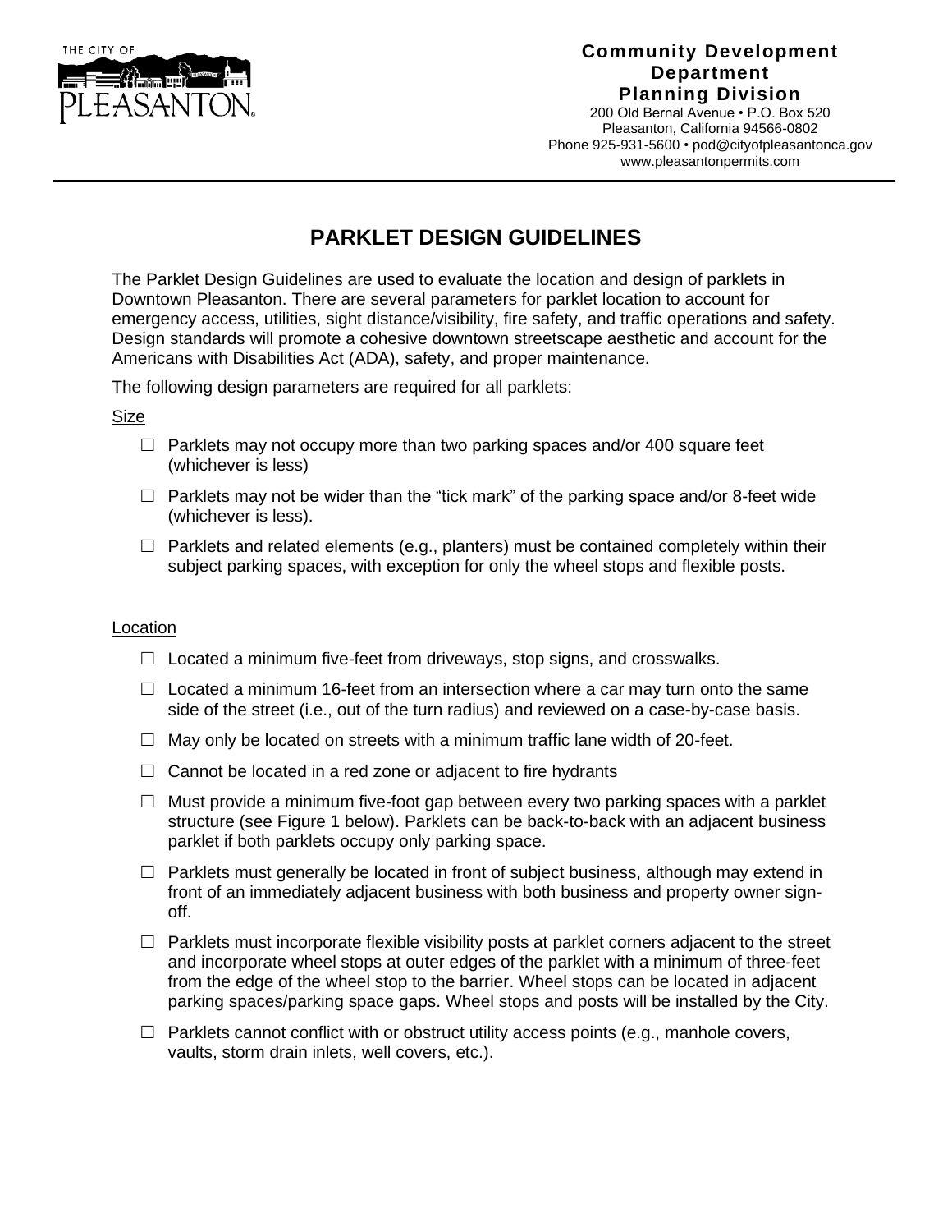**Community Development Department**
**Planning Division**
200 Old Bernal Avenue • P.O. Box 520
Pleasanton, California 94566-0802
Phone 925-931-5600 • pod@cityofpleasantonca.gov
www.pleasantonpermits.com

# PARKLET DESIGN GUIDELINES

The Parklet Design Guidelines are used to evaluate the location and design of parklets in Downtown Pleasanton. There are several parameters for parklet location to account for emergency access, utilities, sight distance/visibility, fire safety, and traffic operations and safety. Design standards will promote a cohesive downtown streetscape aesthetic and account for the Americans with Disabilities Act (ADA), safety, and proper maintenance.

The following design parameters are required for all parklets:

Size

- ☐ Parklets may not occupy more than two parking spaces and/or 400 square feet (whichever is less)
- ☐ Parklets may not be wider than the "tick mark" of the parking space and/or 8-feet wide (whichever is less).
- ☐ Parklets and related elements (e.g., planters) must be contained completely within their subject parking spaces, with exception for only the wheel stops and flexible posts.

Location

- ☐ Located a minimum five-feet from driveways, stop signs, and crosswalks.
- ☐ Located a minimum 16-feet from an intersection where a car may turn onto the same side of the street (i.e., out of the turn radius) and reviewed on a case-by-case basis.
- ☐ May only be located on streets with a minimum traffic lane width of 20-feet.
- ☐ Cannot be located in a red zone or adjacent to fire hydrants
- ☐ Must provide a minimum five-foot gap between every two parking spaces with a parklet structure (see Figure 1 below). Parklets can be back-to-back with an adjacent business parklet if both parklets occupy only parking space.
- ☐ Parklets must generally be located in front of subject business, although may extend in front of an immediately adjacent business with both business and property owner sign-off.
- ☐ Parklets must incorporate flexible visibility posts at parklet corners adjacent to the street and incorporate wheel stops at outer edges of the parklet with a minimum of three-feet from the edge of the wheel stop to the barrier. Wheel stops can be located in adjacent parking spaces/parking space gaps. Wheel stops and posts will be installed by the City.
- ☐ Parklets cannot conflict with or obstruct utility access points (e.g., manhole covers, vaults, storm drain inlets, well covers, etc.).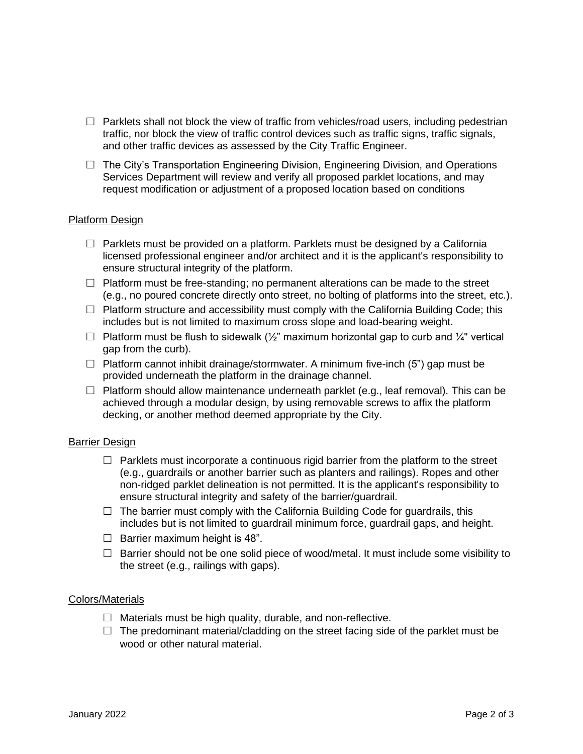- ☐ Parklets shall not block the view of traffic from vehicles/road users, including pedestrian traffic, nor block the view of traffic control devices such as traffic signs, traffic signals, and other traffic devices as assessed by the City Traffic Engineer.
- ☐ The City's Transportation Engineering Division, Engineering Division, and Operations Services Department will review and verify all proposed parklet locations, and may request modification or adjustment of a proposed location based on conditions

Platform Design

- ☐ Parklets must be provided on a platform. Parklets must be designed by a California licensed professional engineer and/or architect and it is the applicant's responsibility to ensure structural integrity of the platform.
- ☐ Platform must be free-standing; no permanent alterations can be made to the street (e.g., no poured concrete directly onto street, no bolting of platforms into the street, etc.).
- ☐ Platform structure and accessibility must comply with the California Building Code; this includes but is not limited to maximum cross slope and load-bearing weight.
- ☐ Platform must be flush to sidewalk (½" maximum horizontal gap to curb and ¼" vertical gap from the curb).
- ☐ Platform cannot inhibit drainage/stormwater. A minimum five-inch (5") gap must be provided underneath the platform in the drainage channel.
- ☐ Platform should allow maintenance underneath parklet (e.g., leaf removal). This can be achieved through a modular design, by using removable screws to affix the platform decking, or another method deemed appropriate by the City.

Barrier Design

- ☐ Parklets must incorporate a continuous rigid barrier from the platform to the street (e.g., guardrails or another barrier such as planters and railings). Ropes and other non-ridged parklet delineation is not permitted. It is the applicant's responsibility to ensure structural integrity and safety of the barrier/guardrail.
- ☐ The barrier must comply with the California Building Code for guardrails, this includes but is not limited to guardrail minimum force, guardrail gaps, and height.
- ☐ Barrier maximum height is 48".
- ☐ Barrier should not be one solid piece of wood/metal. It must include some visibility to the street (e.g., railings with gaps).

Colors/Materials

- ☐ Materials must be high quality, durable, and non-reflective.
- ☐ The predominant material/cladding on the street facing side of the parklet must be wood or other natural material.

January 2022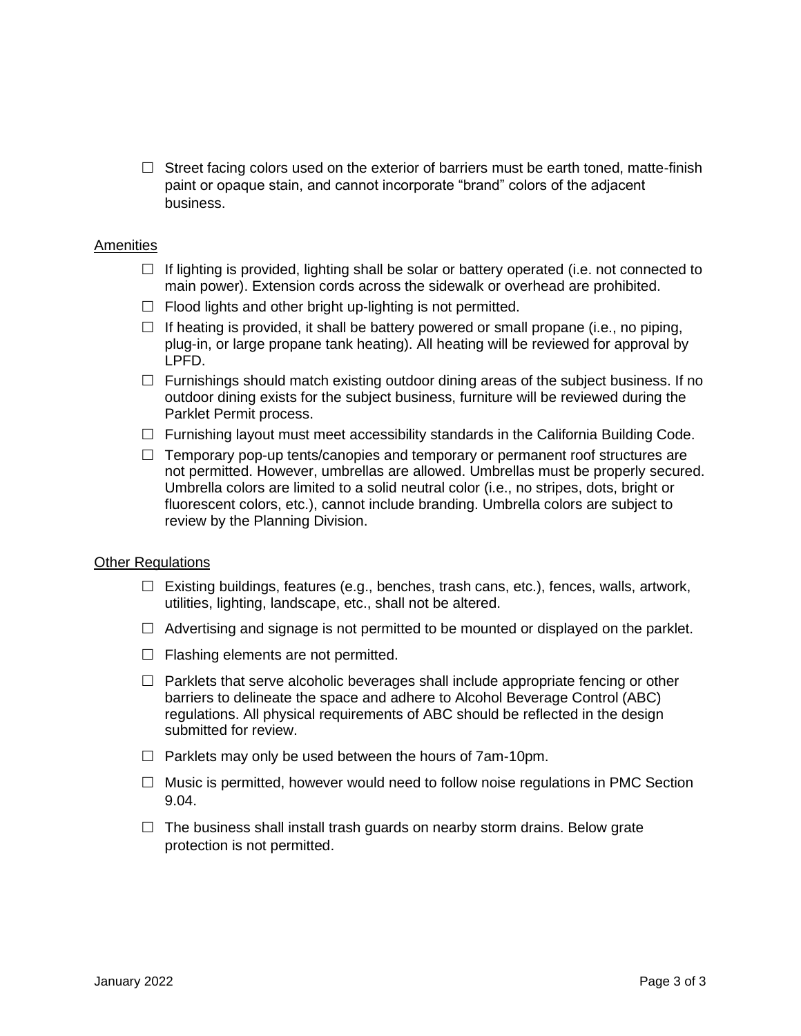☐ Street facing colors used on the exterior of barriers must be earth toned, matte-finish paint or opaque stain, and cannot incorporate "brand" colors of the adjacent business.

<u>Amenities</u>

☐ If lighting is provided, lighting shall be solar or battery operated (i.e. not connected to main power). Extension cords across the sidewalk or overhead are prohibited.

☐ Flood lights and other bright up-lighting is not permitted.

☐ If heating is provided, it shall be battery powered or small propane (i.e., no piping, plug-in, or large propane tank heating). All heating will be reviewed for approval by LPFD.

☐ Furnishings should match existing outdoor dining areas of the subject business. If no outdoor dining exists for the subject business, furniture will be reviewed during the Parklet Permit process.

☐ Furnishing layout must meet accessibility standards in the California Building Code.

☐ Temporary pop-up tents/canopies and temporary or permanent roof structures are not permitted. However, umbrellas are allowed. Umbrellas must be properly secured. Umbrella colors are limited to a solid neutral color (i.e., no stripes, dots, bright or fluorescent colors, etc.), cannot include branding. Umbrella colors are subject to review by the Planning Division.

<u>Other Regulations</u>

☐ Existing buildings, features (e.g., benches, trash cans, etc.), fences, walls, artwork, utilities, lighting, landscape, etc., shall not be altered.

☐ Advertising and signage is not permitted to be mounted or displayed on the parklet.

☐ Flashing elements are not permitted.

☐ Parklets that serve alcoholic beverages shall include appropriate fencing or other barriers to delineate the space and adhere to Alcohol Beverage Control (ABC) regulations. All physical requirements of ABC should be reflected in the design submitted for review.

☐ Parklets may only be used between the hours of 7am-10pm.

☐ Music is permitted, however would need to follow noise regulations in PMC Section 9.04.

☐ The business shall install trash guards on nearby storm drains. Below grate protection is not permitted.

January 2022